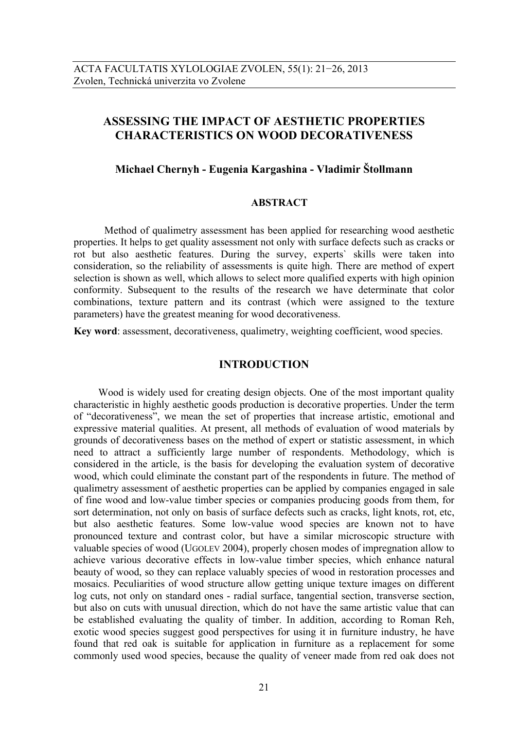# ASSESSING THE IMPACT OF AESTHETIC PROPERTIES CHARACTERISTICS ON WOOD DECORATIVENESS

**Michael Chernyh - Eugenia Kargashina - Vladimir Štollmann**

## ABSTRACT

Method of qualimetry assessment has been applied for researching wood aesthetic properties. It helps to get quality assessment not only with surface defects such as cracks or rot but also aesthetic features. During the survey, experts` skills were taken into consideration, so the reliability of assessments is quite high. There are method of expert selection is shown as well, which allows to select more qualified experts with high opinion conformity. Subsequent to the results of the research we have determinate that color combinations, texture pattern and its contrast (which were assigned to the texture parameters) have the greatest meaning for wood decorativeness.

**Key word**: assessment, decorativeness, qualimetry, weighting coefficient, wood species.

## INTRODUCTION

Wood is widely used for creating design objects. One of the most important quality characteristic in highly aesthetic goods production is decorative properties. Under the term of "decorativeness", we mean the set of properties that increase artistic, emotional and expressive material qualities. At present, all methods of evaluation of wood materials by grounds of decorativeness bases on the method of expert or statistic assessment, in which need to attract a sufficiently large number of respondents. Methodology, which is considered in the article, is the basis for developing the evaluation system of decorative wood, which could eliminate the constant part of the respondents in future. The method of qualimetry assessment of aesthetic properties can be applied by companies engaged in sale of fine wood and low-value timber species or companies producing goods from them, for sort determination, not only on basis of surface defects such as cracks, light knots, rot, etc, but also aesthetic features. Some low-value wood species are known not to have pronounced texture and contrast color, but have a similar microscopic structure with valuable species of wood (UGOLEV 2004), properly chosen modes of impregnation allow to achieve various decorative effects in low-value timber species, which enhance natural beauty of wood, so they can replace valuably species of wood in restoration processes and mosaics. Peculiarities of wood structure allow getting unique texture images on different log cuts, not only on standard ones - radial surface, tangential section, transverse section, but also on cuts with unusual direction, which do not have the same artistic value that can be established evaluating the quality of timber. In addition, according to Roman Reh, exotic wood species suggest good perspectives for using it in furniture industry, he have found that red oak is suitable for application in furniture as a replacement for some commonly used wood species, because the quality of veneer made from red oak does not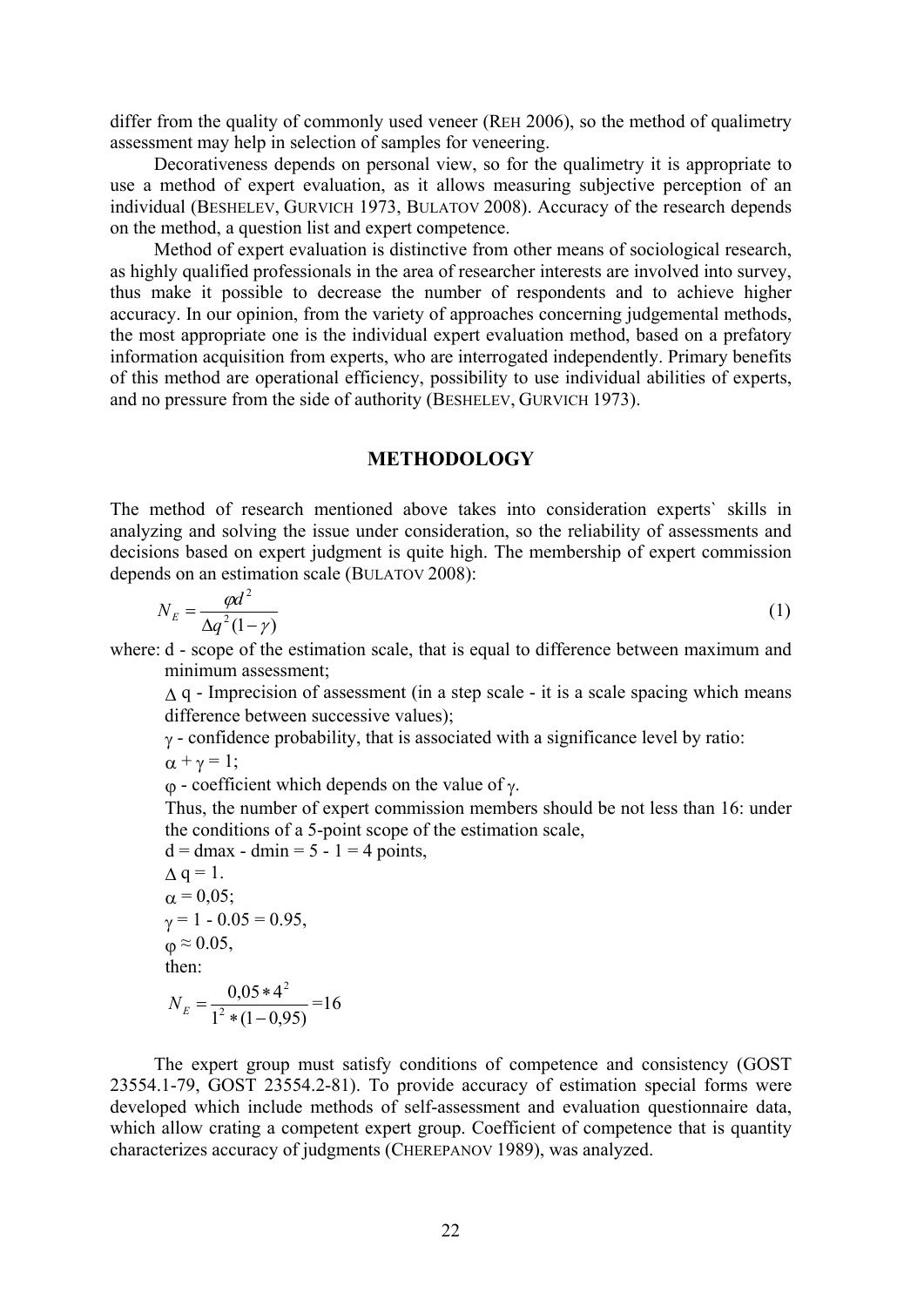differ from the quality of commonly used veneer (REH 2006), so the method of qualimetry assessment may help in selection of samples for veneering.

Decorativeness depends on personal view, so for the qualimetry it is appropriate to use a method of expert evaluation, as it allows measuring subjective perception of an individual (BESHELEV, GURVICH 1973, BULATOV 2008). Accuracy of the research depends on the method, a question list and expert competence.

Method of expert evaluation is distinctive from other means of sociological research, as highly qualified professionals in the area of researcher interests are involved into survey, thus make it possible to decrease the number of respondents and to achieve higher accuracy. In our opinion, from the variety of approaches concerning judgemental methods, the most appropriate one is the individual expert evaluation method, based on a prefatory information acquisition from experts, who are interrogated independently. Primary benefits of this method are operational efficiency, possibility to use individual abilities of experts, and no pressure from the side of authority (BESHELEV, GURVICH 1973).

## METHODOLOGY

The method of research mentioned above takes into consideration experts` skills in analyzing and solving the issue under consideration, so the reliability of assessments and decisions based on expert judgment is quite high. The membership of expert commission depends on an estimation scale (BULATOV 2008):

$$N_E = \frac{\varphi d^2}{\Delta q^2 (1-\gamma)} \tag{1}$$

where: d - scope of the estimation scale, that is equal to difference between maximum and minimum assessment;

$\Delta$ q - Imprecision of assessment (in a step scale - it is a scale spacing which means difference between successive values);

$\gamma$ - confidence probability, that is associated with a significance level by ratio:

$\alpha + \gamma = 1$;

$\varphi$ - coefficient which depends on the value of $\gamma$.

Thus, the number of expert commission members should be not less than 16: under the conditions of a 5-point scope of the estimation scale,

d = dmax - dmin = 5 - 1 = 4 points,

$\Delta$ q = 1.

$\alpha$ = 0,05;

$\gamma$ = 1 - 0.05 = 0.95,

$\varphi \approx 0.05$,

then:

$$N_E = \frac{0{,}05 * 4^2}{1^2 * (1-0{,}95)} = 16$$

The expert group must satisfy conditions of competence and consistency (GOST 23554.1-79, GOST 23554.2-81). To provide accuracy of estimation special forms were developed which include methods of self-assessment and evaluation questionnaire data, which allow crating a competent expert group. Coefficient of competence that is quantity characterizes accuracy of judgments (CHEREPANOV 1989), was analyzed.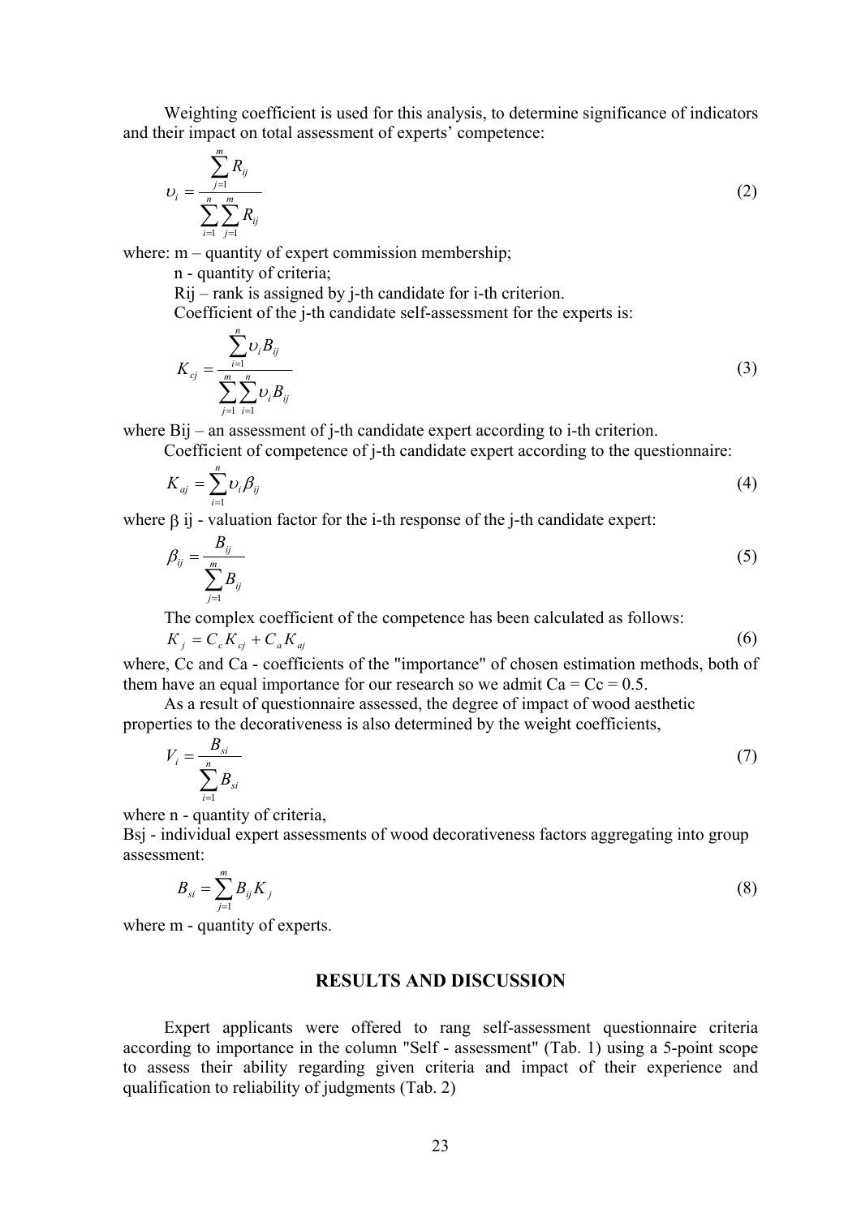Weighting coefficient is used for this analysis, to determine significance of indicators and their impact on total assessment of experts' competence:

$$\upsilon_i = \frac{\sum_{j=1}^{m} R_{ij}}{\sum_{i=1}^{n}\sum_{j=1}^{m} R_{ij}} \tag{2}$$

where: m – quantity of expert commission membership;

n - quantity of criteria;

Rij – rank is assigned by j-th candidate for i-th criterion.

Coefficient of the j-th candidate self-assessment for the experts is:

$$K_{cj} = \frac{\sum_{i=1}^{n} \upsilon_i B_{ij}}{\sum_{j=1}^{m}\sum_{i=1}^{n} \upsilon_i B_{ij}} \tag{3}$$

where Bij – an assessment of j-th candidate expert according to i-th criterion.

Coefficient of competence of j-th candidate expert according to the questionnaire:

$$K_{aj} = \sum_{i=1}^{n} \upsilon_i \beta_{ij} \tag{4}$$

where $\beta$ ij - valuation factor for the i-th response of the j-th candidate expert:

$$\beta_{ij} = \frac{B_{ij}}{\sum_{j=1}^{m} B_{ij}} \tag{5}$$

The complex coefficient of the competence has been calculated as follows:

$$K_j = C_c K_{cj} + C_a K_{aj} \tag{6}$$

where, Cc and Ca - coefficients of the "importance" of chosen estimation methods, both of them have an equal importance for our research so we admit Ca = Cc = 0.5.

As a result of questionnaire assessed, the degree of impact of wood aesthetic properties to the decorativeness is also determined by the weight coefficients,

$$V_i = \frac{B_{si}}{\sum_{i=1}^{n} B_{si}} \tag{7}$$

where n - quantity of criteria,

Bsj - individual expert assessments of wood decorativeness factors aggregating into group assessment:

$$B_{si} = \sum_{j=1}^{m} B_{ij} K_j \tag{8}$$

where m - quantity of experts.

## RESULTS AND DISCUSSION

Expert applicants were offered to rang self-assessment questionnaire criteria according to importance in the column "Self - assessment" (Tab. 1) using a 5-point scope to assess their ability regarding given criteria and impact of their experience and qualification to reliability of judgments (Tab. 2)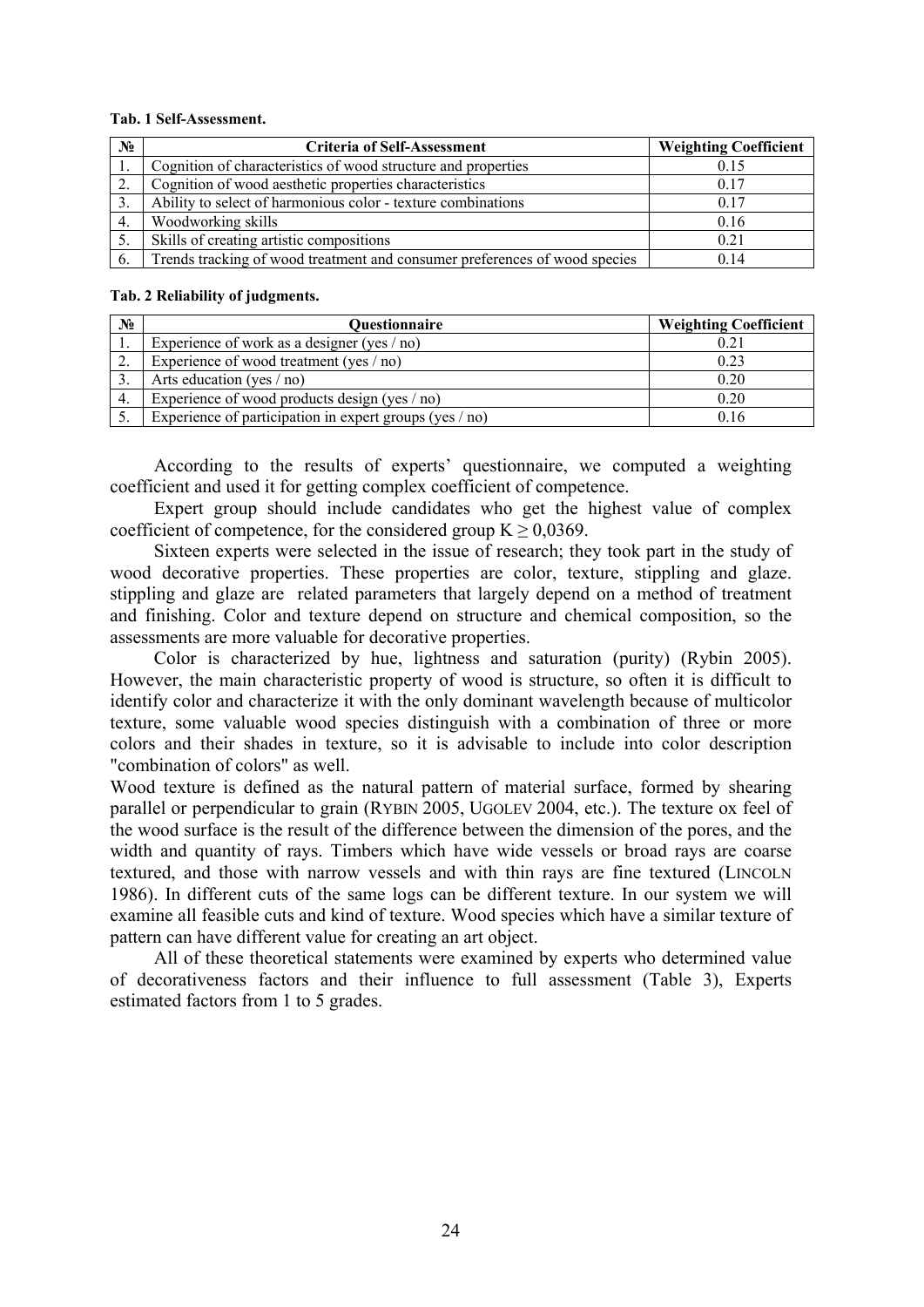**Tab. 1 Self-Assessment.**

| № | Criteria of Self-Assessment | Weighting Coefficient |
|---|---|---|
| 1. | Cognition of characteristics of wood structure and properties | 0.15 |
| 2. | Cognition of wood aesthetic properties characteristics | 0.17 |
| 3. | Ability to select of harmonious color - texture combinations | 0.17 |
| 4. | Woodworking skills | 0.16 |
| 5. | Skills of creating artistic compositions | 0.21 |
| 6. | Trends tracking of wood treatment and consumer preferences of wood species | 0.14 |

**Tab. 2 Reliability of judgments.**

| № | Questionnaire | Weighting Coefficient |
|---|---|---|
| 1. | Experience of work as a designer (yes / no) | 0.21 |
| 2. | Experience of wood treatment (yes / no) | 0.23 |
| 3. | Arts education (yes / no) | 0.20 |
| 4. | Experience of wood products design (yes / no) | 0.20 |
| 5. | Experience of participation in expert groups (yes / no) | 0.16 |

According to the results of experts' questionnaire, we computed a weighting coefficient and used it for getting complex coefficient of competence.

Expert group should include candidates who get the highest value of complex coefficient of competence, for the considered group $K \geq 0{,}0369$.

Sixteen experts were selected in the issue of research; they took part in the study of wood decorative properties. These properties are color, texture, stippling and glaze. stippling and glaze are related parameters that largely depend on a method of treatment and finishing. Color and texture depend on structure and chemical composition, so the assessments are more valuable for decorative properties.

Color is characterized by hue, lightness and saturation (purity) (Rybin 2005). However, the main characteristic property of wood is structure, so often it is difficult to identify color and characterize it with the only dominant wavelength because of multicolor texture, some valuable wood species distinguish with a combination of three or more colors and their shades in texture, so it is advisable to include into color description "combination of colors" as well.

Wood texture is defined as the natural pattern of material surface, formed by shearing parallel or perpendicular to grain (RYBIN 2005, UGOLEV 2004, etc.). The texture ox feel of the wood surface is the result of the difference between the dimension of the pores, and the width and quantity of rays. Timbers which have wide vessels or broad rays are coarse textured, and those with narrow vessels and with thin rays are fine textured (LINCOLN 1986). In different cuts of the same logs can be different texture. In our system we will examine all feasible cuts and kind of texture. Wood species which have a similar texture of pattern can have different value for creating an art object.

All of these theoretical statements were examined by experts who determined value of decorativeness factors and their influence to full assessment (Table 3), Experts estimated factors from 1 to 5 grades.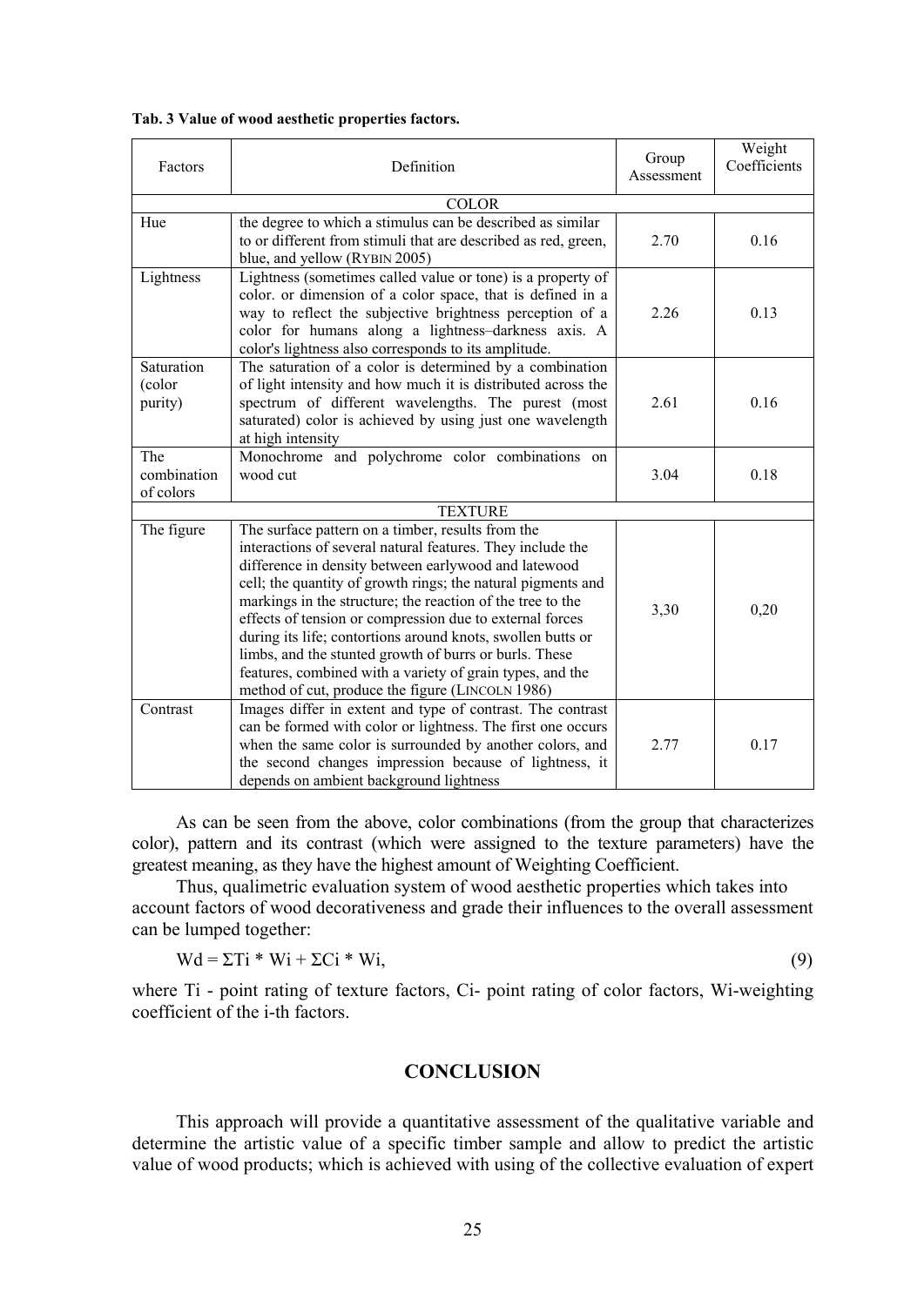**Tab. 3 Value of wood aesthetic properties factors.**

| Factors | Definition | Group Assessment | Weight Coefficients |
|---|---|---|---|
| COLOR | | | |
| Hue | the degree to which a stimulus can be described as similar to or different from stimuli that are described as red, green, blue, and yellow (RYBIN 2005) | 2.70 | 0.16 |
| Lightness | Lightness (sometimes called value or tone) is a property of color. or dimension of a color space, that is defined in a way to reflect the subjective brightness perception of a color for humans along a lightness–darkness axis. A color's lightness also corresponds to its amplitude. | 2.26 | 0.13 |
| Saturation (color purity) | The saturation of a color is determined by a combination of light intensity and how much it is distributed across the spectrum of different wavelengths. The purest (most saturated) color is achieved by using just one wavelength at high intensity | 2.61 | 0.16 |
| The combination of colors | Monochrome and polychrome color combinations on wood cut | 3.04 | 0.18 |
| TEXTURE | | | |
| The figure | The surface pattern on a timber, results from the interactions of several natural features. They include the difference in density between earlywood and latewood cell; the quantity of growth rings; the natural pigments and markings in the structure; the reaction of the tree to the effects of tension or compression due to external forces during its life; contortions around knots, swollen butts or limbs, and the stunted growth of burrs or burls. These features, combined with a variety of grain types, and the method of cut, produce the figure (LINCOLN 1986) | 3,30 | 0,20 |
| Contrast | Images differ in extent and type of contrast. The contrast can be formed with color or lightness. The first one occurs when the same color is surrounded by another colors, and the second changes impression because of lightness, it depends on ambient background lightness | 2.77 | 0.17 |

As can be seen from the above, color combinations (from the group that characterizes color), pattern and its contrast (which were assigned to the texture parameters) have the greatest meaning, as they have the highest amount of Weighting Coefficient.

Thus, qualimetric evaluation system of wood aesthetic properties which takes into account factors of wood decorativeness and grade their influences to the overall assessment can be lumped together:

$$Wd = \Sigma Ti * Wi + \Sigma Ci * Wi, \tag{9}$$

where Ti - point rating of texture factors, Ci- point rating of color factors, Wi-weighting coefficient of the i-th factors.

## CONCLUSION

This approach will provide a quantitative assessment of the qualitative variable and determine the artistic value of a specific timber sample and allow to predict the artistic value of wood products; which is achieved with using of the collective evaluation of expert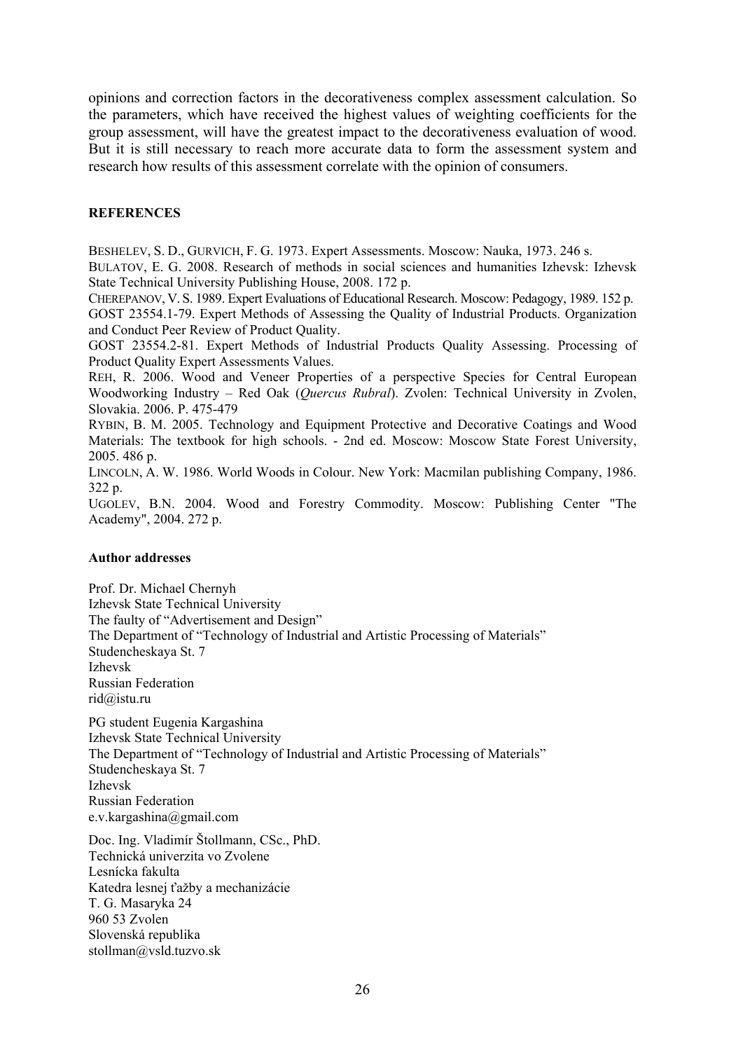opinions and correction factors in the decorativeness complex assessment calculation. So the parameters, which have received the highest values of weighting coefficients for the group assessment, will have the greatest impact to the decorativeness evaluation of wood. But it is still necessary to reach more accurate data to form the assessment system and research how results of this assessment correlate with the opinion of consumers.

## REFERENCES

BESHELEV, S. D., GURVICH, F. G. 1973. Expert Assessments. Moscow: Nauka, 1973. 246 s.

BULATOV, E. G. 2008. Research of methods in social sciences and humanities Izhevsk: Izhevsk State Technical University Publishing House, 2008. 172 p.

CHEREPANOV, V. S. 1989. Expert Evaluations of Educational Research. Moscow: Pedagogy, 1989. 152 p.

GOST 23554.1-79. Expert Methods of Assessing the Quality of Industrial Products. Organization and Conduct Peer Review of Product Quality.

GOST 23554.2-81. Expert Methods of Industrial Products Quality Assessing. Processing of Product Quality Expert Assessments Values.

REH, R. 2006. Wood and Veneer Properties of a perspective Species for Central European Woodworking Industry – Red Oak (*Quercus Rubral*). Zvolen: Technical University in Zvolen, Slovakia. 2006. P. 475-479

RYBIN, B. M. 2005. Technology and Equipment Protective and Decorative Coatings and Wood Materials: The textbook for high schools. - 2nd ed. Moscow: Moscow State Forest University, 2005. 486 p.

LINCOLN, A. W. 1986. World Woods in Colour. New York: Macmilan publishing Company, 1986. 322 p.

UGOLEV, B.N. 2004. Wood and Forestry Commodity. Moscow: Publishing Center "The Academy", 2004. 272 p.

### Author addresses

Prof. Dr. Michael Chernyh
Izhevsk State Technical University
The faulty of "Advertisement and Design"
The Department of "Technology of Industrial and Artistic Processing of Materials"
Studencheskaya St. 7
Izhevsk
Russian Federation
rid@istu.ru

PG student Eugenia Kargashina
Izhevsk State Technical University
The Department of "Technology of Industrial and Artistic Processing of Materials"
Studencheskaya St. 7
Izhevsk
Russian Federation
e.v.kargashina@gmail.com

Doc. Ing. Vladimír Štollmann, CSc., PhD.
Technická univerzita vo Zvolene
Lesnícka fakulta
Katedra lesnej ťažby a mechanizácie
T. G. Masaryka 24
960 53 Zvolen
Slovenská republika
stollman@vsld.tuzvo.sk